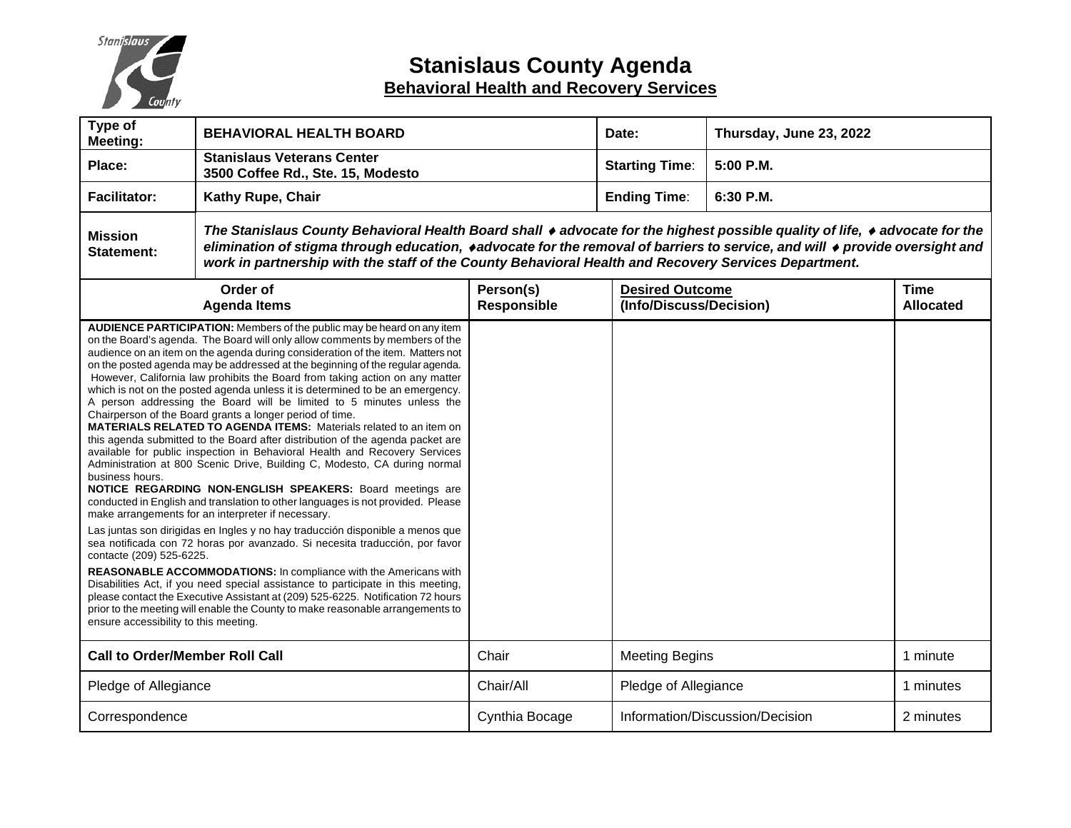# Stanislaus County Agenda

## Behavioral Health and Recovery Services

| | | | |
|---|---|---|---|
| **Type of Meeting:** | **BEHAVIORAL HEALTH BOARD** | **Date:** | **Thursday, June 23, 2022** |
| **Place:** | **Stanislaus Veterans Center 3500 Coffee Rd., Ste. 15, Modesto** | **Starting Time:** | **5:00 P.M.** |
| **Facilitator:** | **Kathy Rupe, Chair** | **Ending Time:** | **6:30 P.M.** |
| **Mission Statement:** | ***The Stanislaus County Behavioral Health Board shall ♦ advocate for the highest possible quality of life, ♦ advocate for the elimination of stigma through education, ♦advocate for the removal of barriers to service, and will ♦ provide oversight and work in partnership with the staff of the County Behavioral Health and Recovery Services Department.*** | | |

| Order of Agenda Items | Person(s) Responsible | Desired Outcome (Info/Discuss/Decision) | Time Allocated |
|---|---|---|---|
| **AUDIENCE PARTICIPATION:** Members of the public may be heard on any item on the Board's agenda. The Board will only allow comments by members of the audience on an item on the agenda during consideration of the item. Matters not on the posted agenda may be addressed at the beginning of the regular agenda. However, California law prohibits the Board from taking action on any matter which is not on the posted agenda unless it is determined to be an emergency. A person addressing the Board will be limited to 5 minutes unless the Chairperson of the Board grants a longer period of time.<br>**MATERIALS RELATED TO AGENDA ITEMS:** Materials related to an item on this agenda submitted to the Board after distribution of the agenda packet are available for public inspection in Behavioral Health and Recovery Services Administration at 800 Scenic Drive, Building C, Modesto, CA during normal business hours.<br>**NOTICE REGARDING NON-ENGLISH SPEAKERS:** Board meetings are conducted in English and translation to other languages is not provided. Please make arrangements for an interpreter if necessary.<br>Las juntas son dirigidas en Ingles y no hay traducción disponible a menos que sea notificada con 72 horas por avanzado. Si necesita traducción, por favor contacte (209) 525-6225.<br>**REASONABLE ACCOMMODATIONS:** In compliance with the Americans with Disabilities Act, if you need special assistance to participate in this meeting, please contact the Executive Assistant at (209) 525-6225. Notification 72 hours prior to the meeting will enable the County to make reasonable arrangements to ensure accessibility to this meeting. | | | |
| **Call to Order/Member Roll Call** | Chair | Meeting Begins | 1 minute |
| Pledge of Allegiance | Chair/All | Pledge of Allegiance | 1 minutes |
| Correspondence | Cynthia Bocage | Information/Discussion/Decision | 2 minutes |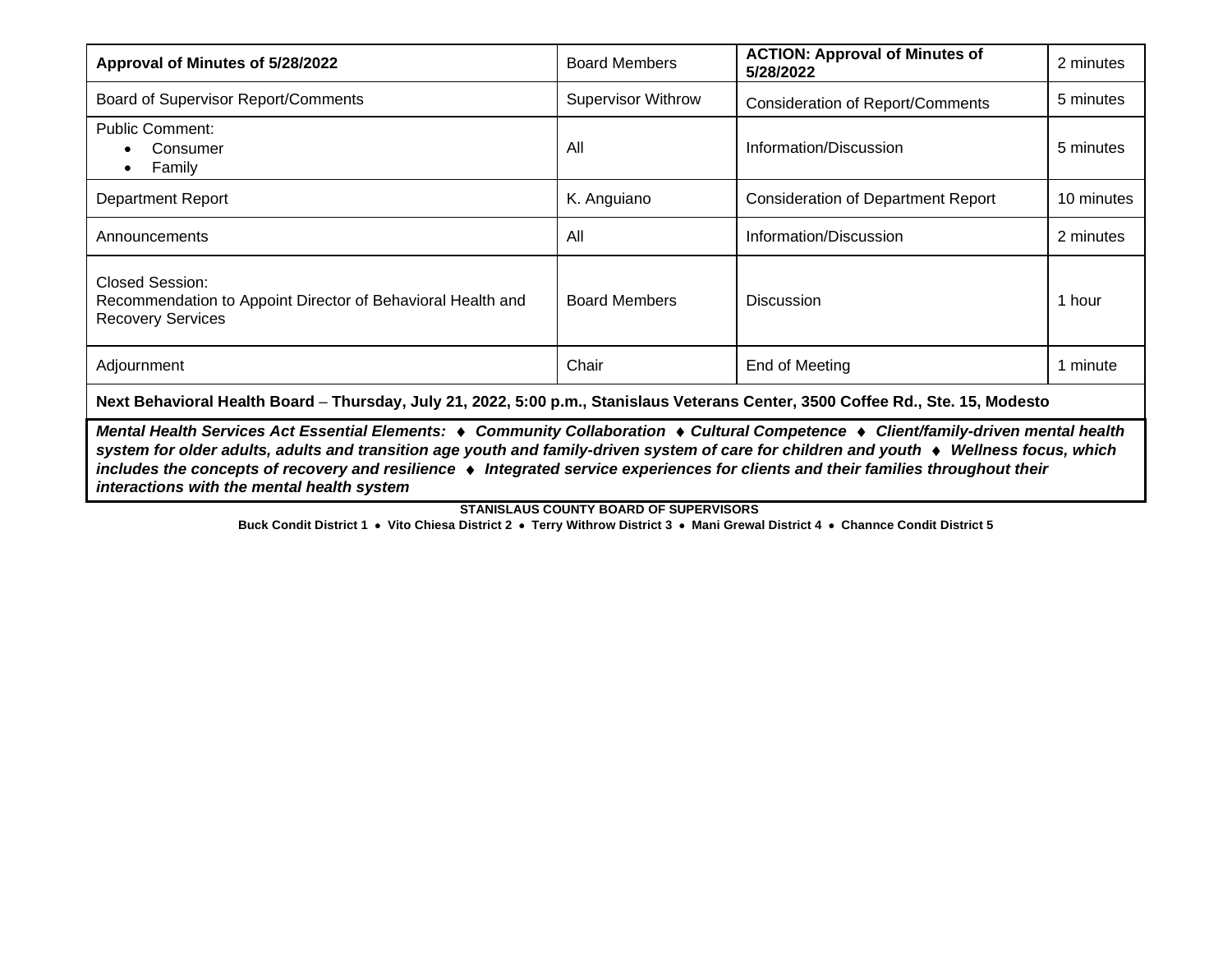| **Approval of Minutes of 5/28/2022** | Board Members | **ACTION: Approval of Minutes of 5/28/2022** | 2 minutes |
|---|---|---|---|
| Board of Supervisor Report/Comments | Supervisor Withrow | Consideration of Report/Comments | 5 minutes |
| Public Comment:<br>• Consumer<br>• Family | All | Information/Discussion | 5 minutes |
| Department Report | K. Anguiano | Consideration of Department Report | 10 minutes |
| Announcements | All | Information/Discussion | 2 minutes |
| Closed Session:<br>Recommendation to Appoint Director of Behavioral Health and Recovery Services | Board Members | Discussion | 1 hour |
| Adjournment | Chair | End of Meeting | 1 minute |
| **Next Behavioral Health Board – Thursday, July 21, 2022, 5:00 p.m., Stanislaus Veterans Center, 3500 Coffee Rd., Ste. 15, Modesto** | | | |

***Mental Health Services Act Essential Elements: ♦ Community Collaboration ♦ Cultural Competence ♦ Client/family-driven mental health system for older adults, adults and transition age youth and family-driven system of care for children and youth ♦ Wellness focus, which includes the concepts of recovery and resilience ♦ Integrated service experiences for clients and their families throughout their interactions with the mental health system***

**STANISLAUS COUNTY BOARD OF SUPERVISORS**

**Buck Condit District 1 • Vito Chiesa District 2 • Terry Withrow District 3 • Mani Grewal District 4 • Channce Condit District 5**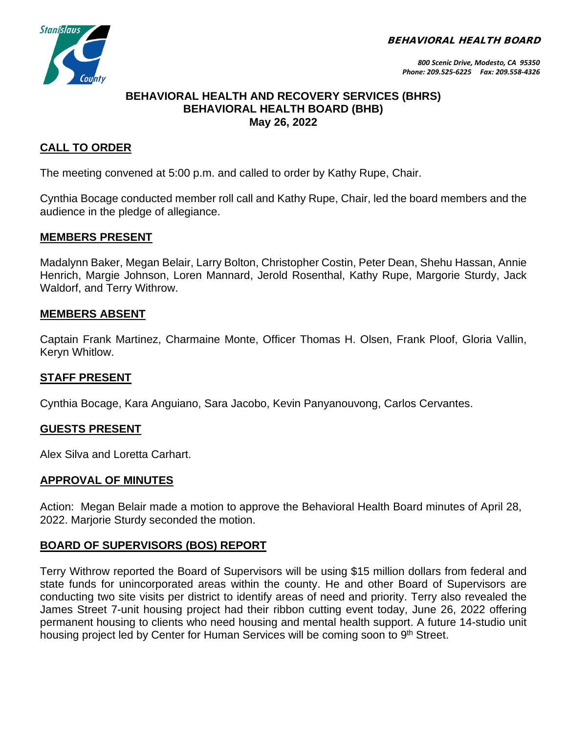**BEHAVIORAL HEALTH BOARD**

*800 Scenic Drive, Modesto, CA 95350*
*Phone: 209.525-6225 Fax: 209.558-4326*

**BEHAVIORAL HEALTH AND RECOVERY SERVICES (BHRS)**
**BEHAVIORAL HEALTH BOARD (BHB)**
**May 26, 2022**

## CALL TO ORDER

The meeting convened at 5:00 p.m. and called to order by Kathy Rupe, Chair.

Cynthia Bocage conducted member roll call and Kathy Rupe, Chair, led the board members and the audience in the pledge of allegiance.

## MEMBERS PRESENT

Madalynn Baker, Megan Belair, Larry Bolton, Christopher Costin, Peter Dean, Shehu Hassan, Annie Henrich, Margie Johnson, Loren Mannard, Jerold Rosenthal, Kathy Rupe, Margorie Sturdy, Jack Waldorf, and Terry Withrow.

## MEMBERS ABSENT

Captain Frank Martinez, Charmaine Monte, Officer Thomas H. Olsen, Frank Ploof, Gloria Vallin, Keryn Whitlow.

## STAFF PRESENT

Cynthia Bocage, Kara Anguiano, Sara Jacobo, Kevin Panyanouvong, Carlos Cervantes.

## GUESTS PRESENT

Alex Silva and Loretta Carhart.

## APPROVAL OF MINUTES

Action: Megan Belair made a motion to approve the Behavioral Health Board minutes of April 28, 2022. Marjorie Sturdy seconded the motion.

## BOARD OF SUPERVISORS (BOS) REPORT

Terry Withrow reported the Board of Supervisors will be using $15 million dollars from federal and state funds for unincorporated areas within the county. He and other Board of Supervisors are conducting two site visits per district to identify areas of need and priority. Terry also revealed the James Street 7-unit housing project had their ribbon cutting event today, June 26, 2022 offering permanent housing to clients who need housing and mental health support. A future 14-studio unit housing project led by Center for Human Services will be coming soon to 9th Street.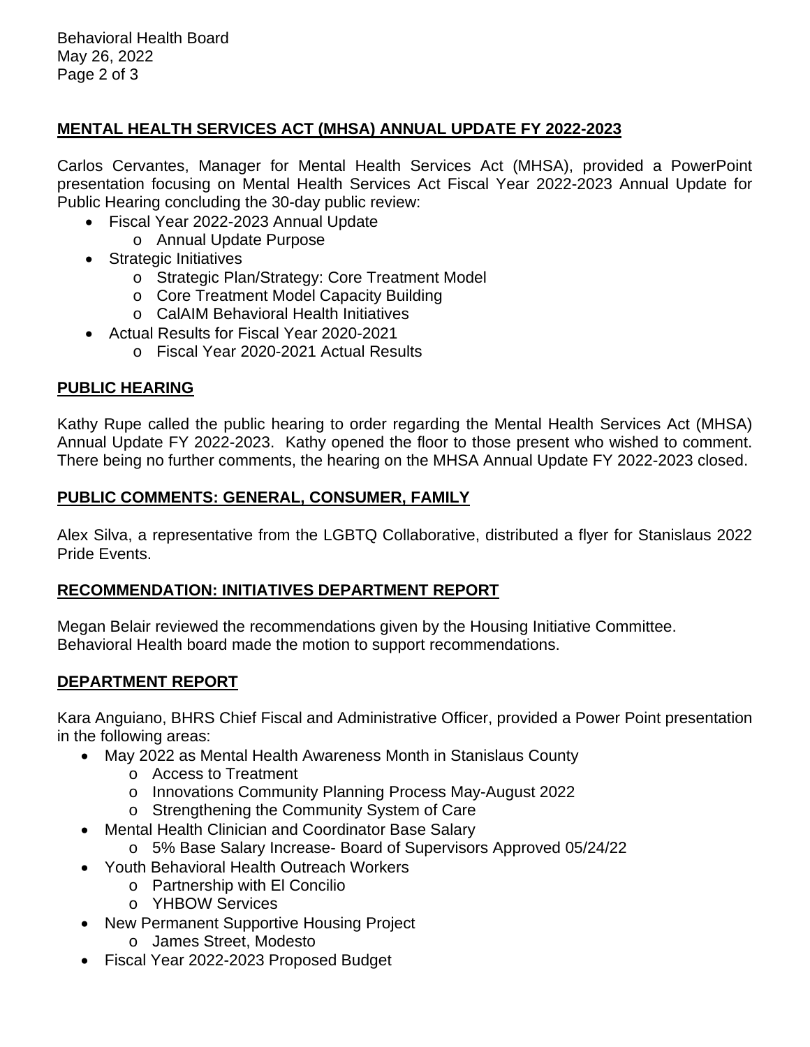## MENTAL HEALTH SERVICES ACT (MHSA) ANNUAL UPDATE FY 2022-2023

Carlos Cervantes, Manager for Mental Health Services Act (MHSA), provided a PowerPoint presentation focusing on Mental Health Services Act Fiscal Year 2022-2023 Annual Update for Public Hearing concluding the 30-day public review:

- Fiscal Year 2022-2023 Annual Update
  - Annual Update Purpose
- Strategic Initiatives
  - Strategic Plan/Strategy: Core Treatment Model
  - Core Treatment Model Capacity Building
  - CalAIM Behavioral Health Initiatives
- Actual Results for Fiscal Year 2020-2021
  - Fiscal Year 2020-2021 Actual Results

## PUBLIC HEARING

Kathy Rupe called the public hearing to order regarding the Mental Health Services Act (MHSA) Annual Update FY 2022-2023. Kathy opened the floor to those present who wished to comment. There being no further comments, the hearing on the MHSA Annual Update FY 2022-2023 closed.

## PUBLIC COMMENTS: GENERAL, CONSUMER, FAMILY

Alex Silva, a representative from the LGBTQ Collaborative, distributed a flyer for Stanislaus 2022 Pride Events.

## RECOMMENDATION: INITIATIVES DEPARTMENT REPORT

Megan Belair reviewed the recommendations given by the Housing Initiative Committee. Behavioral Health board made the motion to support recommendations.

## DEPARTMENT REPORT

Kara Anguiano, BHRS Chief Fiscal and Administrative Officer, provided a Power Point presentation in the following areas:

- May 2022 as Mental Health Awareness Month in Stanislaus County
  - Access to Treatment
  - Innovations Community Planning Process May-August 2022
  - Strengthening the Community System of Care
- Mental Health Clinician and Coordinator Base Salary
  - 5% Base Salary Increase- Board of Supervisors Approved 05/24/22
- Youth Behavioral Health Outreach Workers
  - Partnership with El Concilio
  - YHBOW Services
- New Permanent Supportive Housing Project
  - James Street, Modesto
- Fiscal Year 2022-2023 Proposed Budget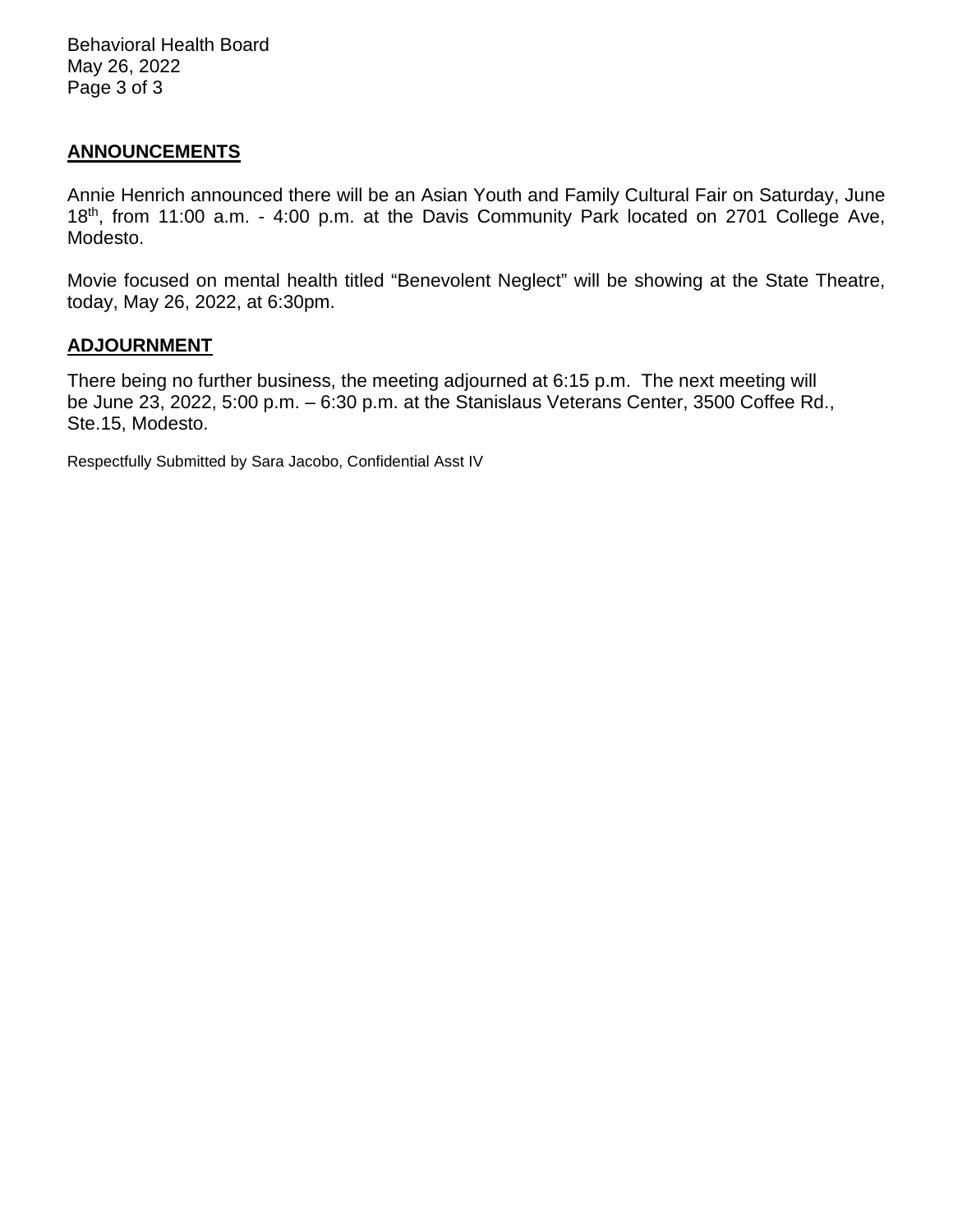## ANNOUNCEMENTS

Annie Henrich announced there will be an Asian Youth and Family Cultural Fair on Saturday, June 18th, from 11:00 a.m. - 4:00 p.m. at the Davis Community Park located on 2701 College Ave, Modesto.

Movie focused on mental health titled "Benevolent Neglect" will be showing at the State Theatre, today, May 26, 2022, at 6:30pm.

## ADJOURNMENT

There being no further business, the meeting adjourned at 6:15 p.m. The next meeting will be June 23, 2022, 5:00 p.m. – 6:30 p.m. at the Stanislaus Veterans Center, 3500 Coffee Rd., Ste.15, Modesto.

Respectfully Submitted by Sara Jacobo, Confidential Asst IV